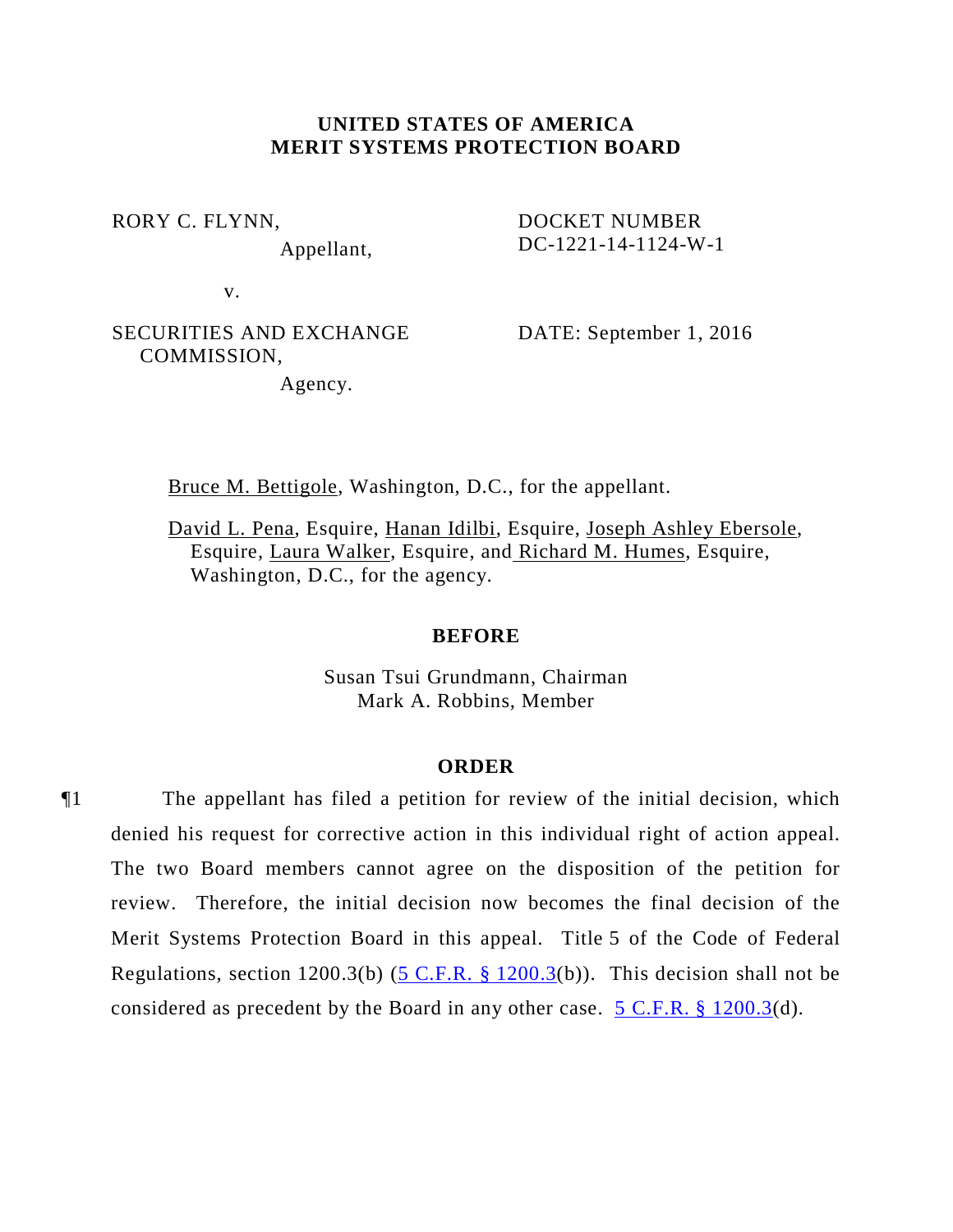**UNITED STATES OF AMERICA**
**MERIT SYSTEMS PROTECTION BOARD**

RORY C. FLYNN,
Appellant,

v.

SECURITIES AND EXCHANGE COMMISSION,
Agency.

DOCKET NUMBER
DC-1221-14-1124-W-1

DATE: September 1, 2016

Bruce M. Bettigole, Washington, D.C., for the appellant.

David L. Pena, Esquire, Hanan Idilbi, Esquire, Joseph Ashley Ebersole, Esquire, Laura Walker, Esquire, and Richard M. Humes, Esquire, Washington, D.C., for the agency.

**BEFORE**

Susan Tsui Grundmann, Chairman
Mark A. Robbins, Member

**ORDER**

¶1 The appellant has filed a petition for review of the initial decision, which denied his request for corrective action in this individual right of action appeal. The two Board members cannot agree on the disposition of the petition for review. Therefore, the initial decision now becomes the final decision of the Merit Systems Protection Board in this appeal. Title 5 of the Code of Federal Regulations, section 1200.3(b) (5 C.F.R. § 1200.3(b)). This decision shall not be considered as precedent by the Board in any other case. 5 C.F.R. § 1200.3(d).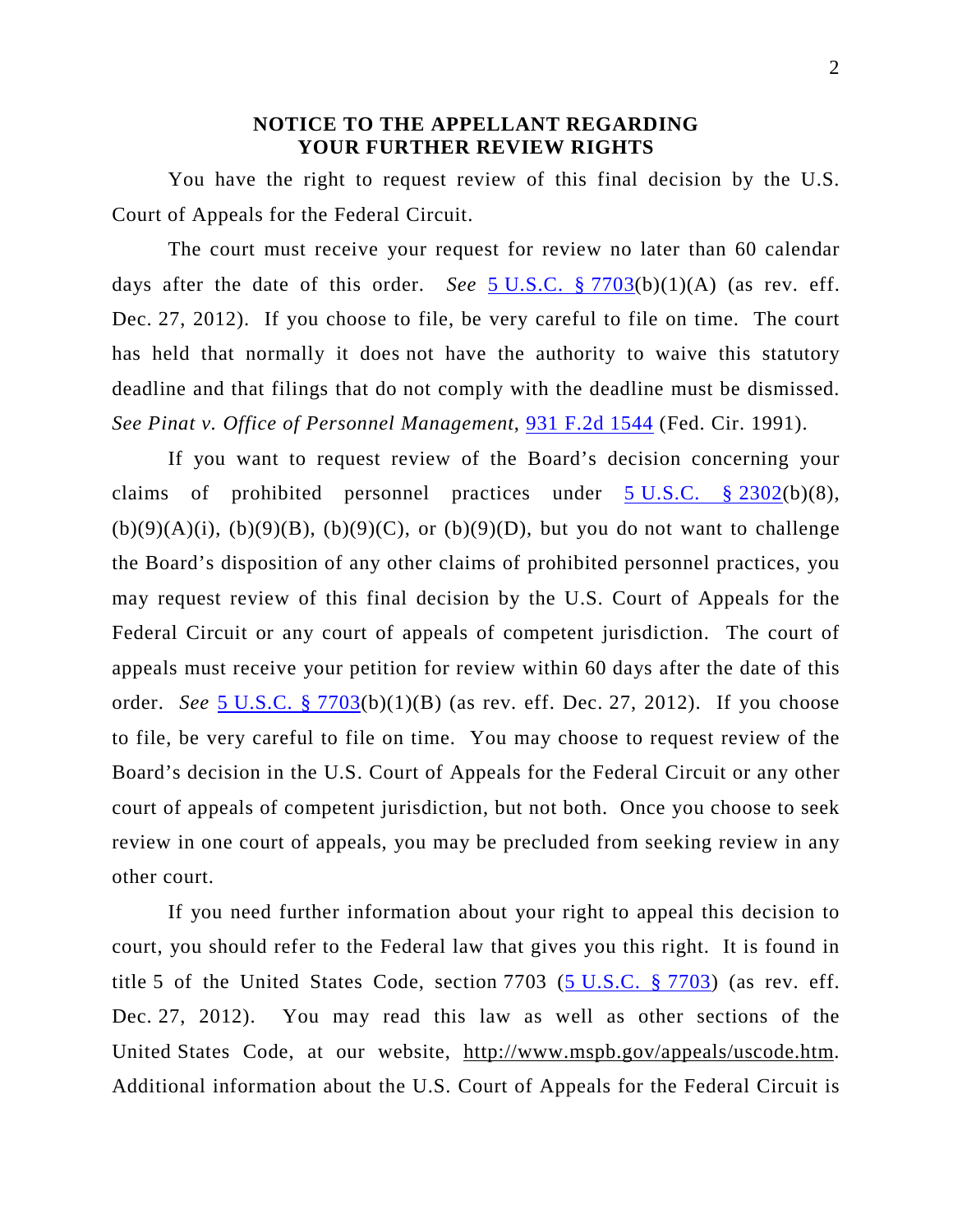## NOTICE TO THE APPELLANT REGARDING YOUR FURTHER REVIEW RIGHTS

You have the right to request review of this final decision by the U.S. Court of Appeals for the Federal Circuit.

The court must receive your request for review no later than 60 calendar days after the date of this order. *See* 5 U.S.C. § 7703(b)(1)(A) (as rev. eff. Dec. 27, 2012). If you choose to file, be very careful to file on time. The court has held that normally it does not have the authority to waive this statutory deadline and that filings that do not comply with the deadline must be dismissed. *See Pinat v. Office of Personnel Management*, 931 F.2d 1544 (Fed. Cir. 1991).

If you want to request review of the Board's decision concerning your claims of prohibited personnel practices under 5 U.S.C. § 2302(b)(8), (b)(9)(A)(i), (b)(9)(B), (b)(9)(C), or (b)(9)(D), but you do not want to challenge the Board's disposition of any other claims of prohibited personnel practices, you may request review of this final decision by the U.S. Court of Appeals for the Federal Circuit or any court of appeals of competent jurisdiction. The court of appeals must receive your petition for review within 60 days after the date of this order. *See* 5 U.S.C. § 7703(b)(1)(B) (as rev. eff. Dec. 27, 2012). If you choose to file, be very careful to file on time. You may choose to request review of the Board's decision in the U.S. Court of Appeals for the Federal Circuit or any other court of appeals of competent jurisdiction, but not both. Once you choose to seek review in one court of appeals, you may be precluded from seeking review in any other court.

If you need further information about your right to appeal this decision to court, you should refer to the Federal law that gives you this right. It is found in title 5 of the United States Code, section 7703 (5 U.S.C. § 7703) (as rev. eff. Dec. 27, 2012). You may read this law as well as other sections of the United States Code, at our website, http://www.mspb.gov/appeals/uscode.htm. Additional information about the U.S. Court of Appeals for the Federal Circuit is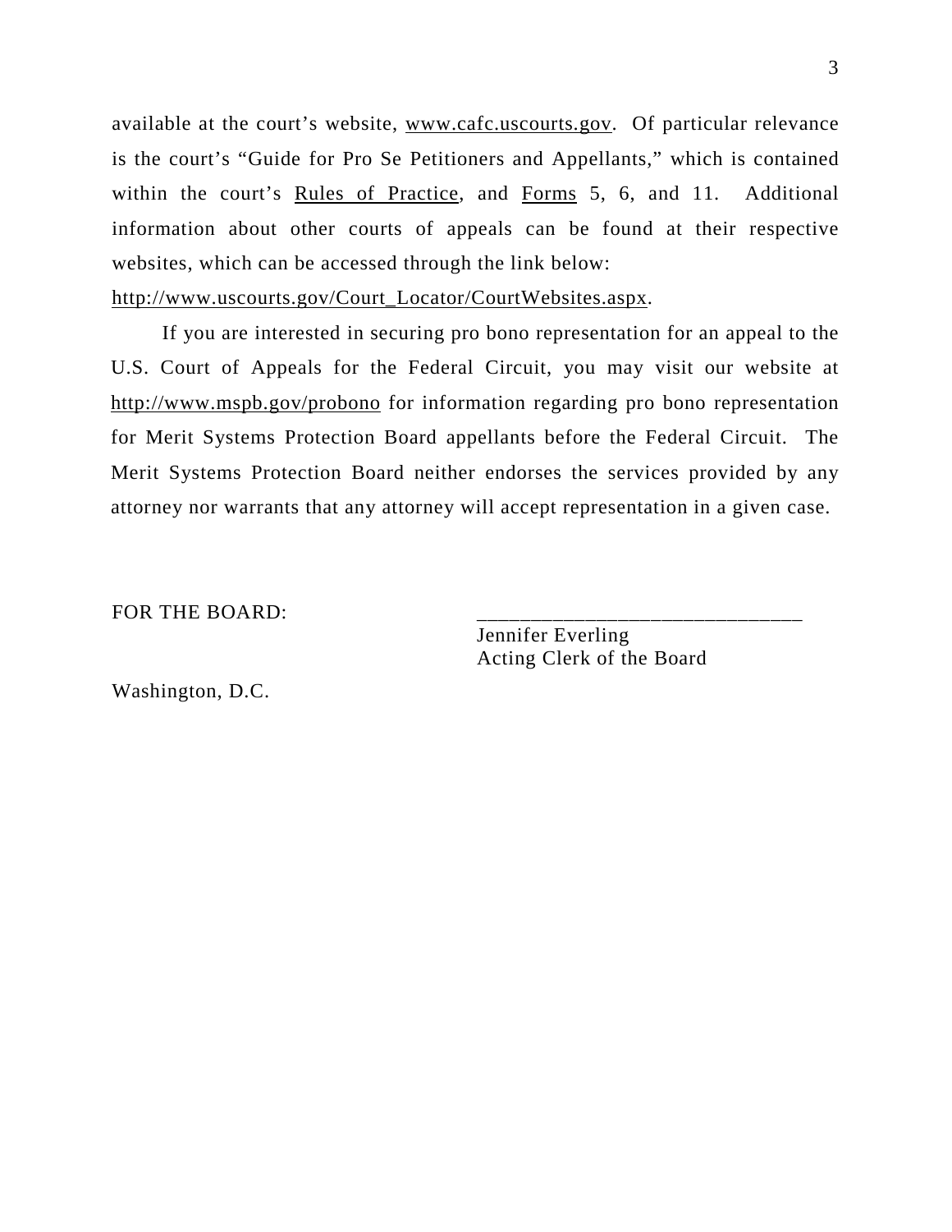available at the court's website, www.cafc.uscourts.gov. Of particular relevance is the court's "Guide for Pro Se Petitioners and Appellants," which is contained within the court's Rules of Practice, and Forms 5, 6, and 11. Additional information about other courts of appeals can be found at their respective websites, which can be accessed through the link below:
http://www.uscourts.gov/Court_Locator/CourtWebsites.aspx.

If you are interested in securing pro bono representation for an appeal to the U.S. Court of Appeals for the Federal Circuit, you may visit our website at http://www.mspb.gov/probono for information regarding pro bono representation for Merit Systems Protection Board appellants before the Federal Circuit. The Merit Systems Protection Board neither endorses the services provided by any attorney nor warrants that any attorney will accept representation in a given case.

FOR THE BOARD: ______________________________
Jennifer Everling
Acting Clerk of the Board

Washington, D.C.